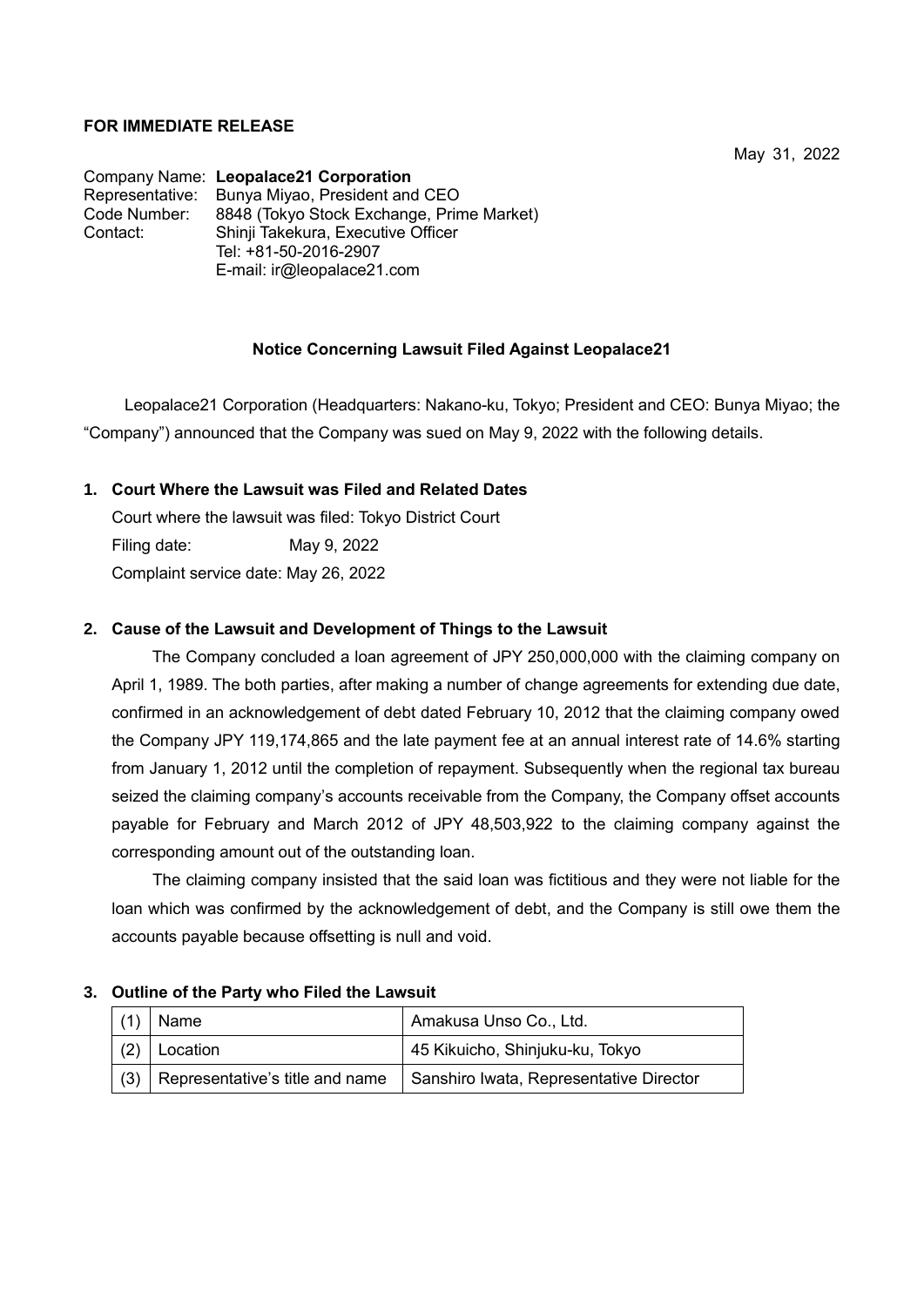**FOR IMMEDIATE RELEASE**

May 31, 2022

Company Name: **Leopalace21 Corporation**
Representative: Bunya Miyao, President and CEO
Code Number: 8848 (Tokyo Stock Exchange, Prime Market)
Contact: Shinji Takekura, Executive Officer
Tel: +81-50-2016-2907
E-mail: ir@leopalace21.com

## Notice Concerning Lawsuit Filed Against Leopalace21

Leopalace21 Corporation (Headquarters: Nakano-ku, Tokyo; President and CEO: Bunya Miyao; the "Company") announced that the Company was sued on May 9, 2022 with the following details.

### 1. Court Where the Lawsuit was Filed and Related Dates

Court where the lawsuit was filed: Tokyo District Court
Filing date: May 9, 2022
Complaint service date: May 26, 2022

### 2. Cause of the Lawsuit and Development of Things to the Lawsuit

The Company concluded a loan agreement of JPY 250,000,000 with the claiming company on April 1, 1989. The both parties, after making a number of change agreements for extending due date, confirmed in an acknowledgement of debt dated February 10, 2012 that the claiming company owed the Company JPY 119,174,865 and the late payment fee at an annual interest rate of 14.6% starting from January 1, 2012 until the completion of repayment. Subsequently when the regional tax bureau seized the claiming company's accounts receivable from the Company, the Company offset accounts payable for February and March 2012 of JPY 48,503,922 to the claiming company against the corresponding amount out of the outstanding loan.

The claiming company insisted that the said loan was fictitious and they were not liable for the loan which was confirmed by the acknowledgement of debt, and the Company is still owe them the accounts payable because offsetting is null and void.

### 3. Outline of the Party who Filed the Lawsuit

| | | |
|---|---|---|
| (1) | Name | Amakusa Unso Co., Ltd. |
| (2) | Location | 45 Kikuicho, Shinjuku-ku, Tokyo |
| (3) | Representative's title and name | Sanshiro Iwata, Representative Director |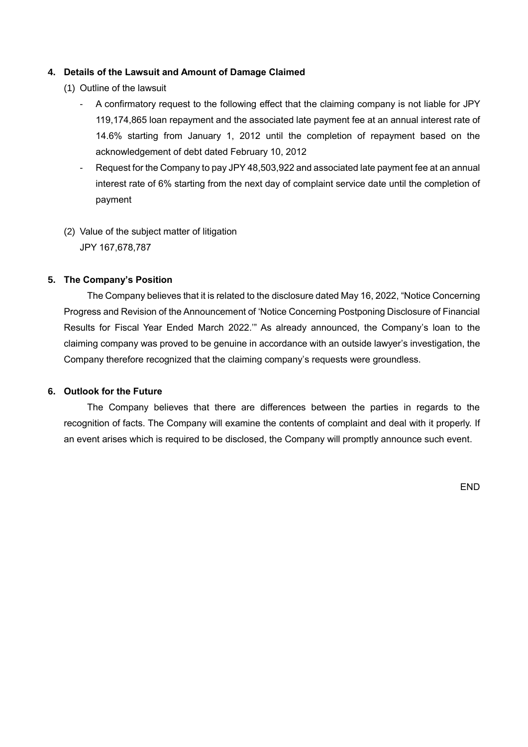## 4. Details of the Lawsuit and Amount of Damage Claimed

(1) Outline of the lawsuit

- A confirmatory request to the following effect that the claiming company is not liable for JPY 119,174,865 loan repayment and the associated late payment fee at an annual interest rate of 14.6% starting from January 1, 2012 until the completion of repayment based on the acknowledgement of debt dated February 10, 2012
- Request for the Company to pay JPY 48,503,922 and associated late payment fee at an annual interest rate of 6% starting from the next day of complaint service date until the completion of payment

(2) Value of the subject matter of litigation

JPY 167,678,787

## 5. The Company's Position

The Company believes that it is related to the disclosure dated May 16, 2022, "Notice Concerning Progress and Revision of the Announcement of 'Notice Concerning Postponing Disclosure of Financial Results for Fiscal Year Ended March 2022.'" As already announced, the Company's loan to the claiming company was proved to be genuine in accordance with an outside lawyer's investigation, the Company therefore recognized that the claiming company's requests were groundless.

## 6. Outlook for the Future

The Company believes that there are differences between the parties in regards to the recognition of facts. The Company will examine the contents of complaint and deal with it properly. If an event arises which is required to be disclosed, the Company will promptly announce such event.

END